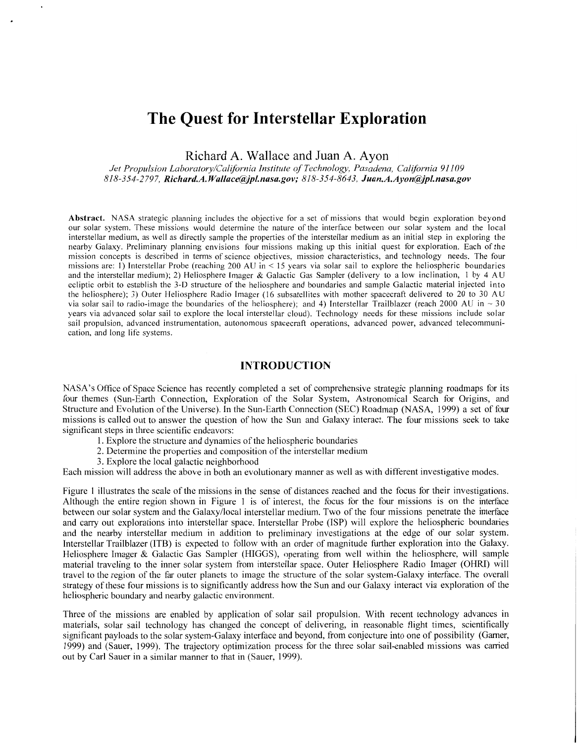# The Quest for Interstellar Exploration

Richard A. Wallace and Juan A. Ayon

*Jet Propulsion Laboratory/California Institute of Technology, Pasadena, California 91109*
*818-354-2797,* ***Richard.A.Wallace@jpl.nasa.gov****; 818-354-8643,* ***Juan.A.Ayon@jpl.nasa.gov***

**Abstract.** NASA strategic planning includes the objective for a set of missions that would begin exploration beyond our solar system. These missions would determine the nature of the interface between our solar system and the local interstellar medium, as well as directly sample the properties of the interstellar medium as an initial step in exploring the nearby Galaxy. Preliminary planning envisions four missions making up this initial quest for exploration. Each of the mission concepts is described in terms of science objectives, mission characteristics, and technology needs. The four missions are: 1) Interstellar Probe (reaching 200 AU in < 15 years via solar sail to explore the heliospheric boundaries and the interstellar medium); 2) Heliosphere Imager & Galactic Gas Sampler (delivery to a low inclination, 1 by 4 AU ecliptic orbit to establish the 3-D structure of the heliosphere and boundaries and sample Galactic material injected into the heliosphere); 3) Outer Heliosphere Radio Imager (16 subsatellites with mother spacecraft delivered to 20 to 30 AU via solar sail to radio-image the boundaries of the heliosphere); and 4) Interstellar Trailblazer (reach 2000 AU in ~ 30 years via advanced solar sail to explore the local interstellar cloud). Technology needs for these missions include solar sail propulsion, advanced instrumentation, autonomous spacecraft operations, advanced power, advanced telecommunication, and long life systems.

## INTRODUCTION

NASA's Office of Space Science has recently completed a set of comprehensive strategic planning roadmaps for its four themes (Sun-Earth Connection, Exploration of the Solar System, Astronomical Search for Origins, and Structure and Evolution of the Universe). In the Sun-Earth Connection (SEC) Roadmap (NASA, 1999) a set of four missions is called out to answer the question of how the Sun and Galaxy interact. The four missions seek to take significant steps in three scientific endeavors:

1. Explore the structure and dynamics of the heliospheric boundaries
2. Determine the properties and composition of the interstellar medium
3. Explore the local galactic neighborhood

Each mission will address the above in both an evolutionary manner as well as with different investigative modes.

Figure 1 illustrates the scale of the missions in the sense of distances reached and the focus for their investigations. Although the entire region shown in Figure 1 is of interest, the focus for the four missions is on the interface between our solar system and the Galaxy/local interstellar medium. Two of the four missions penetrate the interface and carry out explorations into interstellar space. Interstellar Probe (ISP) will explore the heliospheric boundaries and the nearby interstellar medium in addition to preliminary investigations at the edge of our solar system. Interstellar Trailblazer (ITB) is expected to follow with an order of magnitude further exploration into the Galaxy. Heliosphere Imager & Galactic Gas Sampler (HIGGS), operating from well within the heliosphere, will sample material traveling to the inner solar system from interstellar space. Outer Heliosphere Radio Imager (OHRI) will travel to the region of the far outer planets to image the structure of the solar system-Galaxy interface. The overall strategy of these four missions is to significantly address how the Sun and our Galaxy interact via exploration of the heliospheric boundary and nearby galactic environment.

Three of the missions are enabled by application of solar sail propulsion. With recent technology advances in materials, solar sail technology has changed the concept of delivering, in reasonable flight times, scientifically significant payloads to the solar system-Galaxy interface and beyond, from conjecture into one of possibility (Garner, 1999) and (Sauer, 1999). The trajectory optimization process for the three solar sail-enabled missions was carried out by Carl Sauer in a similar manner to that in (Sauer, 1999).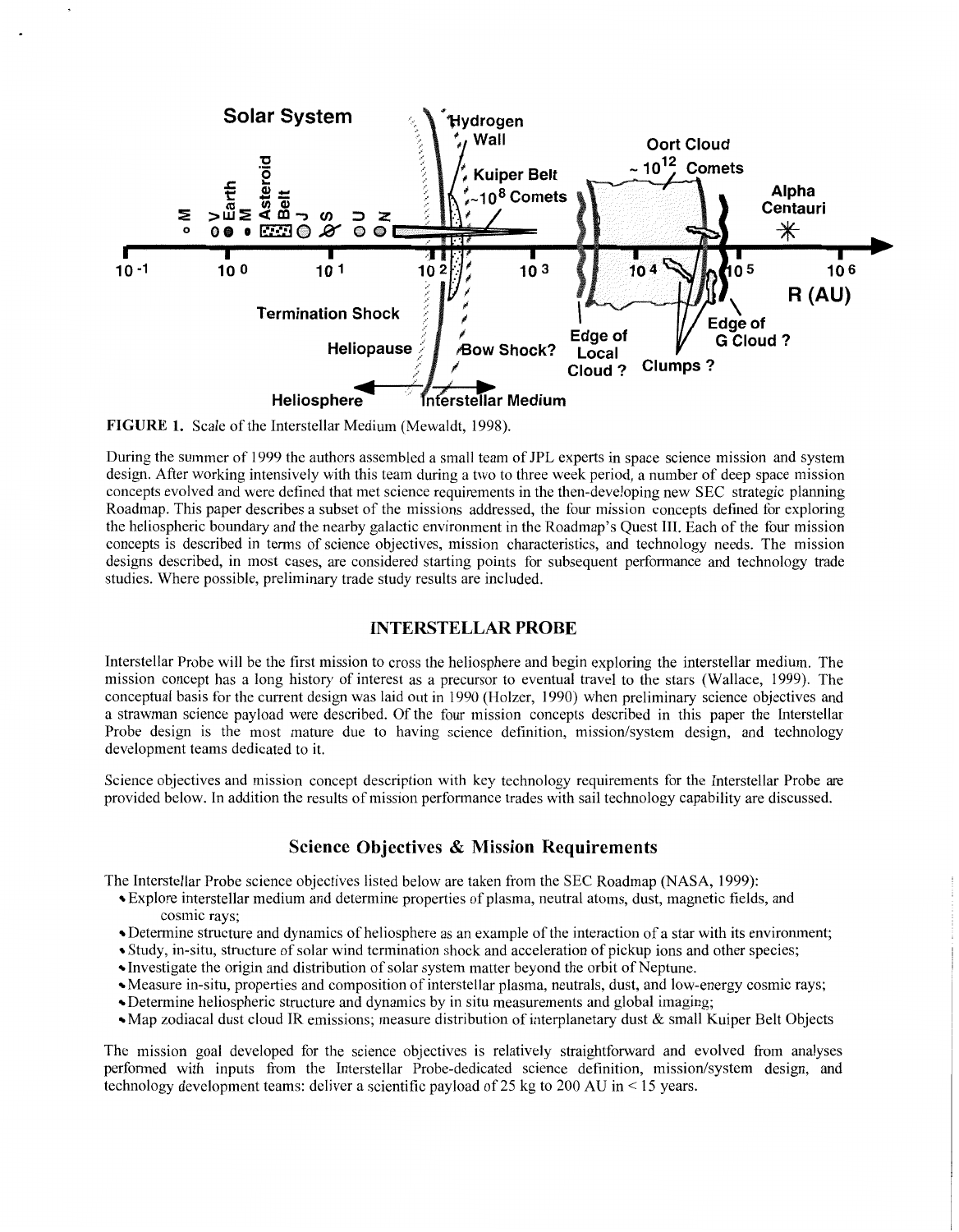**FIGURE 1.** Scale of the Interstellar Medium (Mewaldt, 1998).

During the summer of 1999 the authors assembled a small team of JPL experts in space science mission and system design. After working intensively with this team during a two to three week period, a number of deep space mission concepts evolved and were defined that met science requirements in the then-developing new SEC strategic planning Roadmap. This paper describes a subset of the missions addressed, the four mission concepts defined for exploring the heliospheric boundary and the nearby galactic environment in the Roadmap's Quest III. Each of the four mission concepts is described in terms of science objectives, mission characteristics, and technology needs. The mission designs described, in most cases, are considered starting points for subsequent performance and technology trade studies. Where possible, preliminary trade study results are included.

## INTERSTELLAR PROBE

Interstellar Probe will be the first mission to cross the heliosphere and begin exploring the interstellar medium. The mission concept has a long history of interest as a precursor to eventual travel to the stars (Wallace, 1999). The conceptual basis for the current design was laid out in 1990 (Holzer, 1990) when preliminary science objectives and a strawman science payload were described. Of the four mission concepts described in this paper the Interstellar Probe design is the most mature due to having science definition, mission/system design, and technology development teams dedicated to it.

Science objectives and mission concept description with key technology requirements for the Interstellar Probe are provided below. In addition the results of mission performance trades with sail technology capability are discussed.

### Science Objectives & Mission Requirements

The Interstellar Probe science objectives listed below are taken from the SEC Roadmap (NASA, 1999):

- Explore interstellar medium and determine properties of plasma, neutral atoms, dust, magnetic fields, and cosmic rays;
- Determine structure and dynamics of heliosphere as an example of the interaction of a star with its environment;
- Study, in-situ, structure of solar wind termination shock and acceleration of pickup ions and other species;
- Investigate the origin and distribution of solar system matter beyond the orbit of Neptune.
- Measure in-situ, properties and composition of interstellar plasma, neutrals, dust, and low-energy cosmic rays;
- Determine heliospheric structure and dynamics by in situ measurements and global imaging;
- Map zodiacal dust cloud IR emissions; measure distribution of interplanetary dust & small Kuiper Belt Objects

The mission goal developed for the science objectives is relatively straightforward and evolved from analyses performed with inputs from the Interstellar Probe-dedicated science definition, mission/system design, and technology development teams: deliver a scientific payload of 25 kg to 200 AU in < 15 years.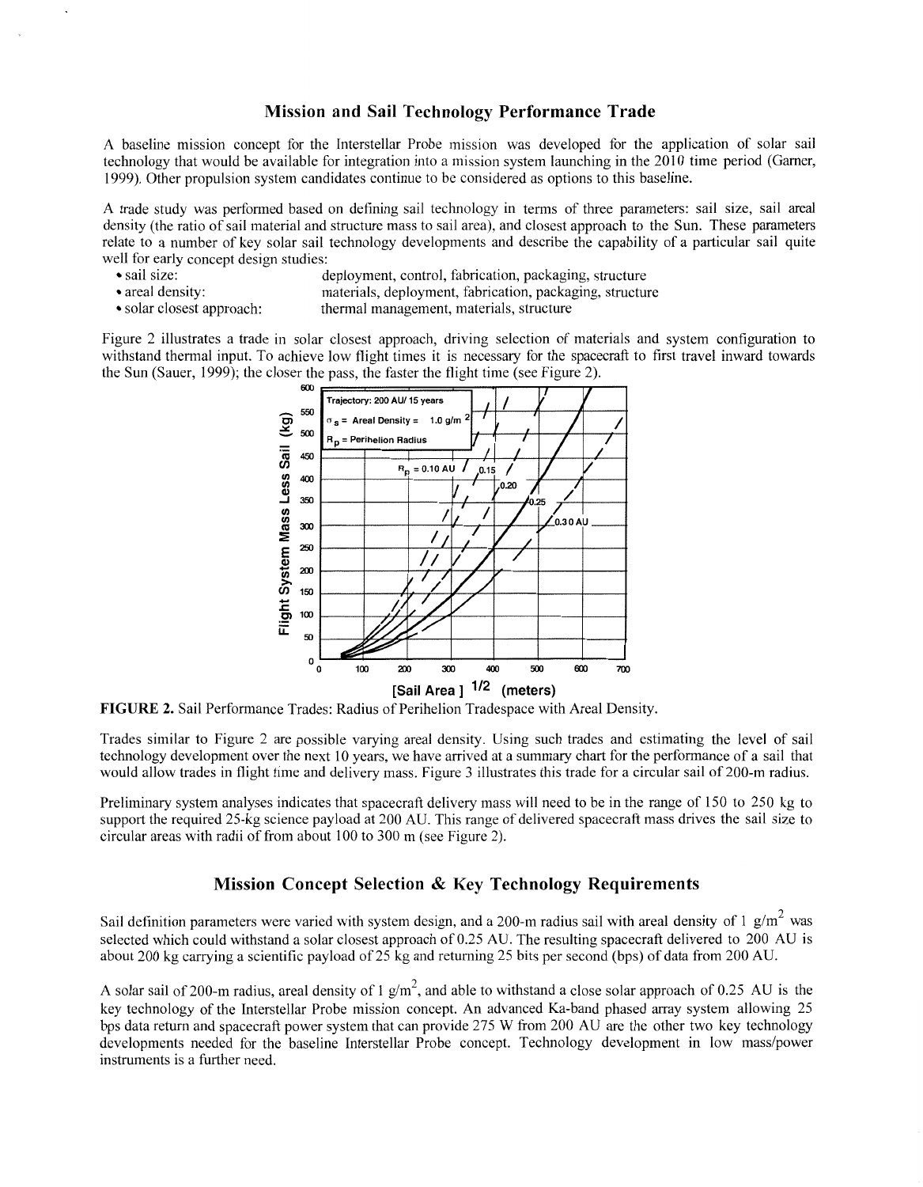## Mission and Sail Technology Performance Trade

A baseline mission concept for the Interstellar Probe mission was developed for the application of solar sail technology that would be available for integration into a mission system launching in the 2010 time period (Garner, 1999). Other propulsion system candidates continue to be considered as options to this baseline.

A trade study was performed based on defining sail technology in terms of three parameters: sail size, sail areal density (the ratio of sail material and structure mass to sail area), and closest approach to the Sun. These parameters relate to a number of key solar sail technology developments and describe the capability of a particular sail quite well for early concept design studies:

- sail size: deployment, control, fabrication, packaging, structure
- areal density: materials, deployment, fabrication, packaging, structure
- solar closest approach: thermal management, materials, structure

Figure 2 illustrates a trade in solar closest approach, driving selection of materials and system configuration to withstand thermal input. To achieve low flight times it is necessary for the spacecraft to first travel inward towards the Sun (Sauer, 1999); the closer the pass, the faster the flight time (see Figure 2).

**FIGURE 2.** Sail Performance Trades: Radius of Perihelion Tradespace with Areal Density.

Trades similar to Figure 2 are possible varying areal density. Using such trades and estimating the level of sail technology development over the next 10 years, we have arrived at a summary chart for the performance of a sail that would allow trades in flight time and delivery mass. Figure 3 illustrates this trade for a circular sail of 200-m radius.

Preliminary system analyses indicates that spacecraft delivery mass will need to be in the range of 150 to 250 kg to support the required 25-kg science payload at 200 AU. This range of delivered spacecraft mass drives the sail size to circular areas with radii of from about 100 to 300 m (see Figure 2).

## Mission Concept Selection & Key Technology Requirements

Sail definition parameters were varied with system design, and a 200-m radius sail with areal density of 1 $g/m^2$ was selected which could withstand a solar closest approach of 0.25 AU. The resulting spacecraft delivered to 200 AU is about 200 kg carrying a scientific payload of 25 kg and returning 25 bits per second (bps) of data from 200 AU.

A solar sail of 200-m radius, areal density of 1 $g/m^2$, and able to withstand a close solar approach of 0.25 AU is the key technology of the Interstellar Probe mission concept. An advanced Ka-band phased array system allowing 25 bps data return and spacecraft power system that can provide 275 W from 200 AU are the other two key technology developments needed for the baseline Interstellar Probe concept. Technology development in low mass/power instruments is a further need.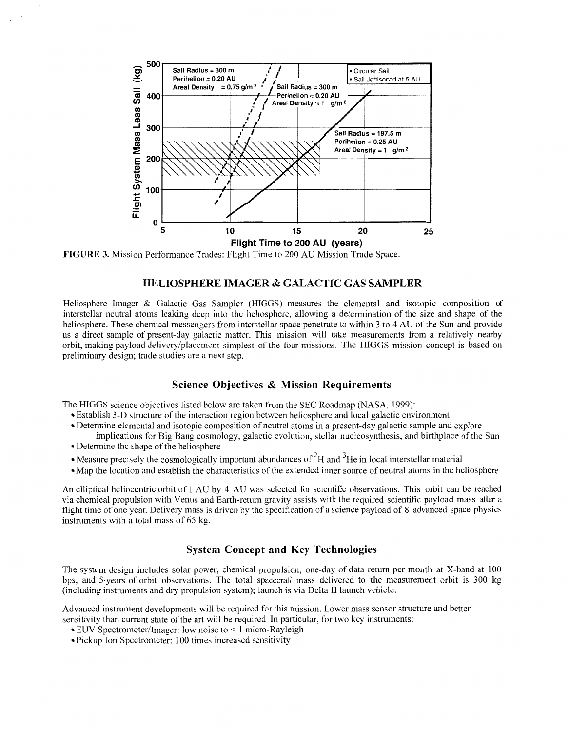FIGURE 3. Mission Performance Trades: Flight Time to 200 AU Mission Trade Space.

## HELIOSPHERE IMAGER & GALACTIC GAS SAMPLER

Heliosphere Imager & Galactic Gas Sampler (HIGGS) measures the elemental and isotopic composition of interstellar neutral atoms leaking deep into the heliosphere, allowing a determination of the size and shape of the heliosphere. These chemical messengers from interstellar space penetrate to within 3 to 4 AU of the Sun and provide us a direct sample of present-day galactic matter. This mission will take measurements from a relatively nearby orbit, making payload delivery/placement simplest of the four missions. The HIGGS mission concept is based on preliminary design; trade studies are a next step.

### Science Objectives & Mission Requirements

The HIGGS science objectives listed below are taken from the SEC Roadmap (NASA, 1999):

- Establish 3-D structure of the interaction region between heliosphere and local galactic environment
- Determine elemental and isotopic composition of neutral atoms in a present-day galactic sample and explore implications for Big Bang cosmology, galactic evolution, stellar nucleosynthesis, and birthplace of the Sun
- Determine the shape of the heliosphere
- Measure precisely the cosmologically important abundances of $^{2}$H and $^{3}$He in local interstellar material
- Map the location and establish the characteristics of the extended inner source of neutral atoms in the heliosphere

An elliptical heliocentric orbit of 1 AU by 4 AU was selected for scientific observations. This orbit can be reached via chemical propulsion with Venus and Earth-return gravity assists with the required scientific payload mass after a flight time of one year. Delivery mass is driven by the specification of a science payload of 8 advanced space physics instruments with a total mass of 65 kg.

### System Concept and Key Technologies

The system design includes solar power, chemical propulsion, one-day of data return per month at X-band at 100 bps, and 5-years of orbit observations. The total spacecraft mass delivered to the measurement orbit is 300 kg (including instruments and dry propulsion system); launch is via Delta II launch vehicle.

Advanced instrument developments will be required for this mission. Lower mass sensor structure and better sensitivity than current state of the art will be required. In particular, for two key instruments:

- EUV Spectrometer/Imager: low noise to < 1 micro-Rayleigh
- Pickup Ion Spectrometer: 100 times increased sensitivity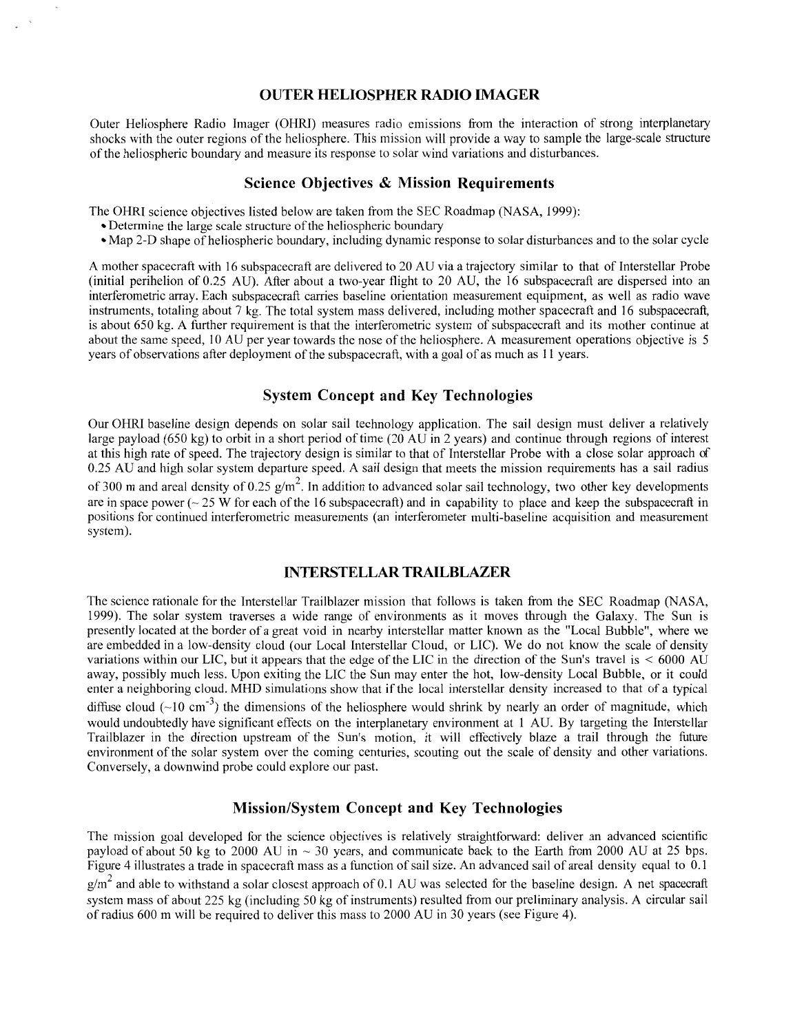## OUTER HELIOSPHER RADIO IMAGER

Outer Heliosphere Radio Imager (OHRI) measures radio emissions from the interaction of strong interplanetary shocks with the outer regions of the heliosphere. This mission will provide a way to sample the large-scale structure of the heliospheric boundary and measure its response to solar wind variations and disturbances.

### Science Objectives & Mission Requirements

The OHRI science objectives listed below are taken from the SEC Roadmap (NASA, 1999):

- Determine the large scale structure of the heliospheric boundary
- Map 2-D shape of heliospheric boundary, including dynamic response to solar disturbances and to the solar cycle

A mother spacecraft with 16 subspacecraft are delivered to 20 AU via a trajectory similar to that of Interstellar Probe (initial perihelion of 0.25 AU). After about a two-year flight to 20 AU, the 16 subspacecraft are dispersed into an interferometric array. Each subspacecraft carries baseline orientation measurement equipment, as well as radio wave instruments, totaling about 7 kg. The total system mass delivered, including mother spacecraft and 16 subspacecraft, is about 650 kg. A further requirement is that the interferometric system of subspacecraft and its mother continue at about the same speed, 10 AU per year towards the nose of the heliosphere. A measurement operations objective is 5 years of observations after deployment of the subspacecraft, with a goal of as much as 11 years.

### System Concept and Key Technologies

Our OHRI baseline design depends on solar sail technology application. The sail design must deliver a relatively large payload (650 kg) to orbit in a short period of time (20 AU in 2 years) and continue through regions of interest at this high rate of speed. The trajectory design is similar to that of Interstellar Probe with a close solar approach of 0.25 AU and high solar system departure speed. A sail design that meets the mission requirements has a sail radius of 300 m and areal density of 0.25 $g/m^2$. In addition to advanced solar sail technology, two other key developments are in space power (~ 25 W for each of the 16 subspacecraft) and in capability to place and keep the subspacecraft in positions for continued interferometric measurements (an interferometer multi-baseline acquisition and measurement system).

## INTERSTELLAR TRAILBLAZER

The science rationale for the Interstellar Trailblazer mission that follows is taken from the SEC Roadmap (NASA, 1999). The solar system traverses a wide range of environments as it moves through the Galaxy. The Sun is presently located at the border of a great void in nearby interstellar matter known as the "Local Bubble", where we are embedded in a low-density cloud (our Local Interstellar Cloud, or LIC). We do not know the scale of density variations within our LIC, but it appears that the edge of the LIC in the direction of the Sun's travel is < 6000 AU away, possibly much less. Upon exiting the LIC the Sun may enter the hot, low-density Local Bubble, or it could enter a neighboring cloud. MHD simulations show that if the local interstellar density increased to that of a typical diffuse cloud (~10 $cm^{-3}$) the dimensions of the heliosphere would shrink by nearly an order of magnitude, which would undoubtedly have significant effects on the interplanetary environment at 1 AU. By targeting the Interstellar Trailblazer in the direction upstream of the Sun's motion, it will effectively blaze a trail through the future environment of the solar system over the coming centuries, scouting out the scale of density and other variations. Conversely, a downwind probe could explore our past.

### Mission/System Concept and Key Technologies

The mission goal developed for the science objectives is relatively straightforward: deliver an advanced scientific payload of about 50 kg to 2000 AU in ~ 30 years, and communicate back to the Earth from 2000 AU at 25 bps. Figure 4 illustrates a trade in spacecraft mass as a function of sail size. An advanced sail of areal density equal to 0.1 $g/m^2$ and able to withstand a solar closest approach of 0.1 AU was selected for the baseline design. A net spacecraft system mass of about 225 kg (including 50 kg of instruments) resulted from our preliminary analysis. A circular sail of radius 600 m will be required to deliver this mass to 2000 AU in 30 years (see Figure 4).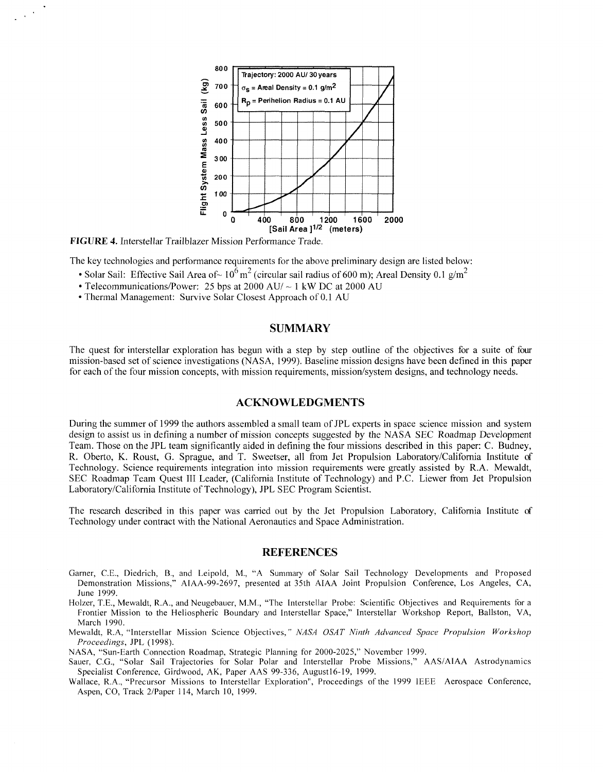Trajectory: 2000 AU/ 30 years

$\sigma_S$ = Areal Density = 0.1 g/m$^2$

$R_p$ = Perihelion Radius = 0.1 AU

Flight System Mass Less Sail (kg)

800
700
600
500
400
300
200
100
0

0 400 800 1200 1600 2000

[Sail Area ]$^{1/2}$ (meters)

**FIGURE 4.** Interstellar Trailblazer Mission Performance Trade.

The key technologies and performance requirements for the above preliminary design are listed below:

- Solar Sail: Effective Sail Area of ~ $10^6$ m$^2$ (circular sail radius of 600 m); Areal Density 0.1 g/m$^2$
- Telecommunications/Power: 25 bps at 2000 AU/ ~ 1 kW DC at 2000 AU
- Thermal Management: Survive Solar Closest Approach of 0.1 AU

## SUMMARY

The quest for interstellar exploration has begun with a step by step outline of the objectives for a suite of four mission-based set of science investigations (NASA, 1999). Baseline mission designs have been defined in this paper for each of the four mission concepts, with mission requirements, mission/system designs, and technology needs.

## ACKNOWLEDGMENTS

During the summer of 1999 the authors assembled a small team of JPL experts in space science mission and system design to assist us in defining a number of mission concepts suggested by the NASA SEC Roadmap Development Team. Those on the JPL team significantly aided in defining the four missions described in this paper: C. Budney, R. Oberto, K. Roust, G. Sprague, and T. Sweetser, all from Jet Propulsion Laboratory/California Institute of Technology. Science requirements integration into mission requirements were greatly assisted by R.A. Mewaldt, SEC Roadmap Team Quest III Leader, (California Institute of Technology) and P.C. Liewer from Jet Propulsion Laboratory/California Institute of Technology), JPL SEC Program Scientist.

The research described in this paper was carried out by the Jet Propulsion Laboratory, California Institute of Technology under contract with the National Aeronautics and Space Administration.

## REFERENCES

Garner, C.E., Diedrich, B., and Leipold, M., "A Summary of Solar Sail Technology Developments and Proposed Demonstration Missions," AIAA-99-2697, presented at 35th AIAA Joint Propulsion Conference, Los Angeles, CA, June 1999.

Holzer, T.E., Mewaldt, R.A., and Neugebauer, M.M., "The Interstellar Probe: Scientific Objectives and Requirements for a Frontier Mission to the Heliospheric Boundary and Interstellar Space," Interstellar Workshop Report, Ballston, VA, March 1990.

Mewaldt, R.A, "Interstellar Mission Science Objectives," *NASA OSAT Ninth Advanced Space Propulsion Workshop Proceedings*, JPL (1998).

NASA, "Sun-Earth Connection Roadmap, Strategic Planning for 2000-2025," November 1999.

Sauer, C.G., "Solar Sail Trajectories for Solar Polar and Interstellar Probe Missions," AAS/AIAA Astrodynamics Specialist Conference, Girdwood, AK, Paper AAS 99-336, August16-19, 1999.

Wallace, R.A., "Precursor Missions to Interstellar Exploration", Proceedings of the 1999 IEEE Aerospace Conference, Aspen, CO, Track 2/Paper 114, March 10, 1999.